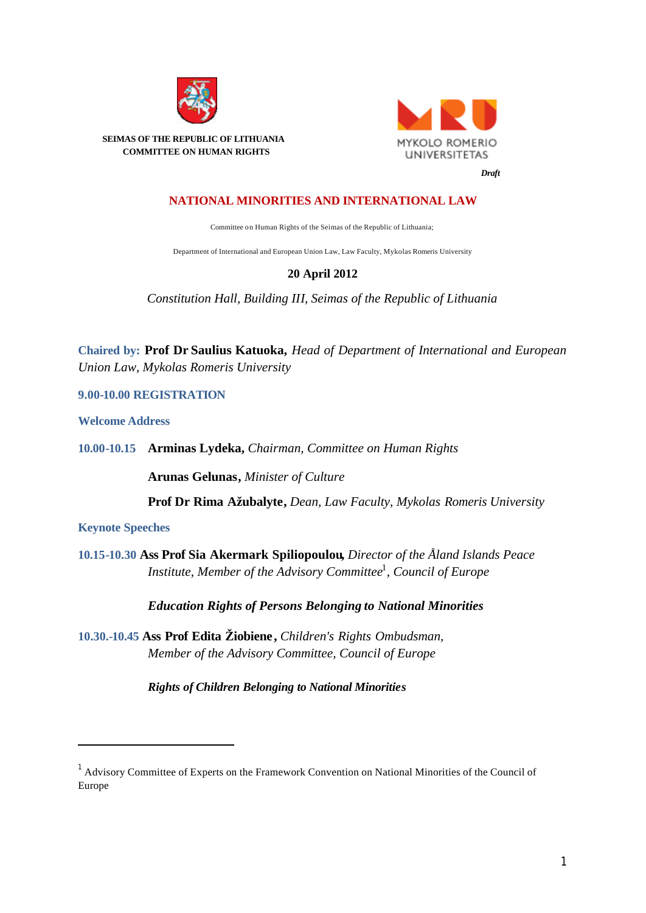**SEIMAS OF THE REPUBLIC OF LITHUANIA**
**COMMITTEE ON HUMAN RIGHTS**

MYKOLO ROMERIO UNIVERSITETAS

***Draft***

# NATIONAL MINORITIES AND INTERNATIONAL LAW

Committee on Human Rights of the Seimas of the Republic of Lithuania;

Department of International and European Union Law, Law Faculty, Mykolas Romeris University

**20 April 2012**

*Constitution Hall, Building III, Seimas of the Republic of Lithuania*

**Chaired by:** **Prof Dr Saulius Katuoka,** *Head of Department of International and European Union Law, Mykolas Romeris University*

**9.00-10.00 REGISTRATION**

**Welcome Address**

**10.00-10.15** **Arminas Lydeka,** *Chairman, Committee on Human Rights*

**Arunas Gelunas,** *Minister of Culture*

**Prof Dr Rima Ažubalyte,** *Dean, Law Faculty, Mykolas Romeris University*

**Keynote Speeches**

**10.15-10.30** **Ass Prof Sia Akermark Spiliopoulou,** *Director of the Åland Islands Peace Institute, Member of the Advisory Committee*[1]*, Council of Europe*

***Education Rights of Persons Belonging to National Minorities***

**10.30.-10.45** **Ass Prof Edita Žiobiene,** *Children's Rights Ombudsman, Member of the Advisory Committee, Council of Europe*

***Rights of Children Belonging to National Minorities***

---

[1] Advisory Committee of Experts on the Framework Convention on National Minorities of the Council of Europe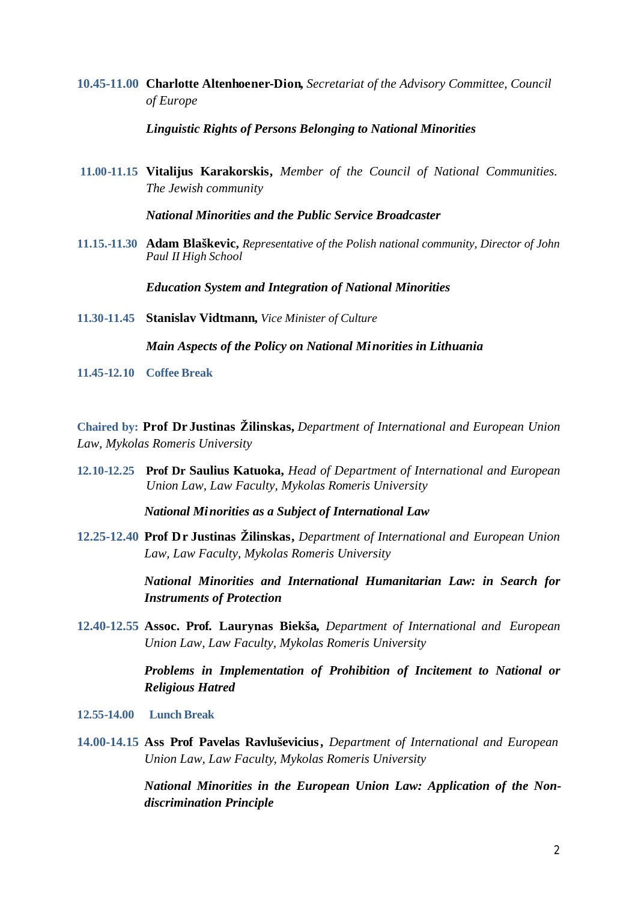**10.45-11.00** **Charlotte Altenhoener-Dion,** *Secretariat of the Advisory Committee, Council of Europe*

***Linguistic Rights of Persons Belonging to National Minorities***

**11.00-11.15** **Vitalijus Karakorskis,** *Member of the Council of National Communities. The Jewish community*

***National Minorities and the Public Service Broadcaster***

**11.15.-11.30** **Adam Blaškevic,** *Representative of the Polish national community, Director of John Paul II High School*

***Education System and Integration of National Minorities***

**11.30-11.45** **Stanislav Vidtmann,** *Vice Minister of Culture*

***Main Aspects of the Policy on National Minorities in Lithuania***

**11.45-12.10** **Coffee Break**

**Chaired by:** **Prof Dr Justinas Žilinskas,** *Department of International and European Union Law, Mykolas Romeris University*

**12.10-12.25** **Prof Dr Saulius Katuoka,** *Head of Department of International and European Union Law, Law Faculty, Mykolas Romeris University*

***National Minorities as a Subject of International Law***

**12.25-12.40** **Prof Dr Justinas Žilinskas,** *Department of International and European Union Law, Law Faculty, Mykolas Romeris University*

***National Minorities and International Humanitarian Law: in Search for Instruments of Protection***

**12.40-12.55** **Assoc. Prof. Laurynas Biekša,** *Department of International and European Union Law, Law Faculty, Mykolas Romeris University*

***Problems in Implementation of Prohibition of Incitement to National or Religious Hatred***

**12.55-14.00** **Lunch Break**

**14.00-14.15** **Ass Prof Pavelas Ravluševicius,** *Department of International and European Union Law, Law Faculty, Mykolas Romeris University*

***National Minorities in the European Union Law: Application of the Non-discrimination Principle***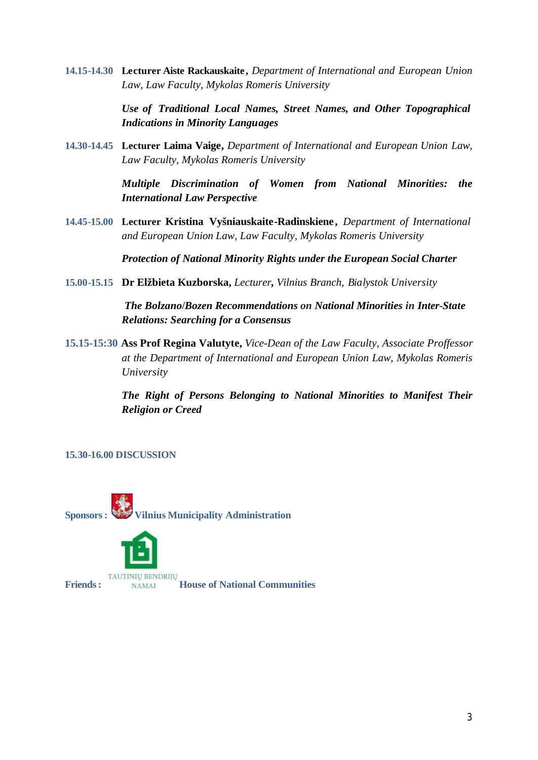**14.15-14.30** **Lecturer Aiste Rackauskaite**, *Department of International and European Union Law, Law Faculty, Mykolas Romeris University*

***Use of Traditional Local Names, Street Names, and Other Topographical Indications in Minority Languages***

**14.30-14.45** **Lecturer Laima Vaige**, *Department of International and European Union Law, Law Faculty, Mykolas Romeris University*

***Multiple Discrimination of Women from National Minorities: the International Law Perspective***

**14.45-15.00** **Lecturer Kristina Vyšniauskaite-Radinskiene**, *Department of International and European Union Law, Law Faculty, Mykolas Romeris University*

***Protection of National Minority Rights under the European Social Charter***

**15.00-15.15** **Dr Elžbieta Kuzborska,** *Lecturer***,** *Vilnius Branch, Bialystok University*

***The Bolzano/Bozen Recommendations on National Minorities in Inter-State Relations: Searching for a Consensus***

**15.15-15:30** **Ass Prof Regina Valutyte,** *Vice-Dean of the Law Faculty, Associate Proffessor at the Department of International and European Union Law, Mykolas Romeris University*

***The Right of Persons Belonging to National Minorities to Manifest Their Religion or Creed***

**15.30-16.00 DISCUSSION**

**Sponsors :** **Vilnius Municipality Administration**

**Friends :** TAUTINIŲ BENDRIJŲ NAMAI **House of National Communities**